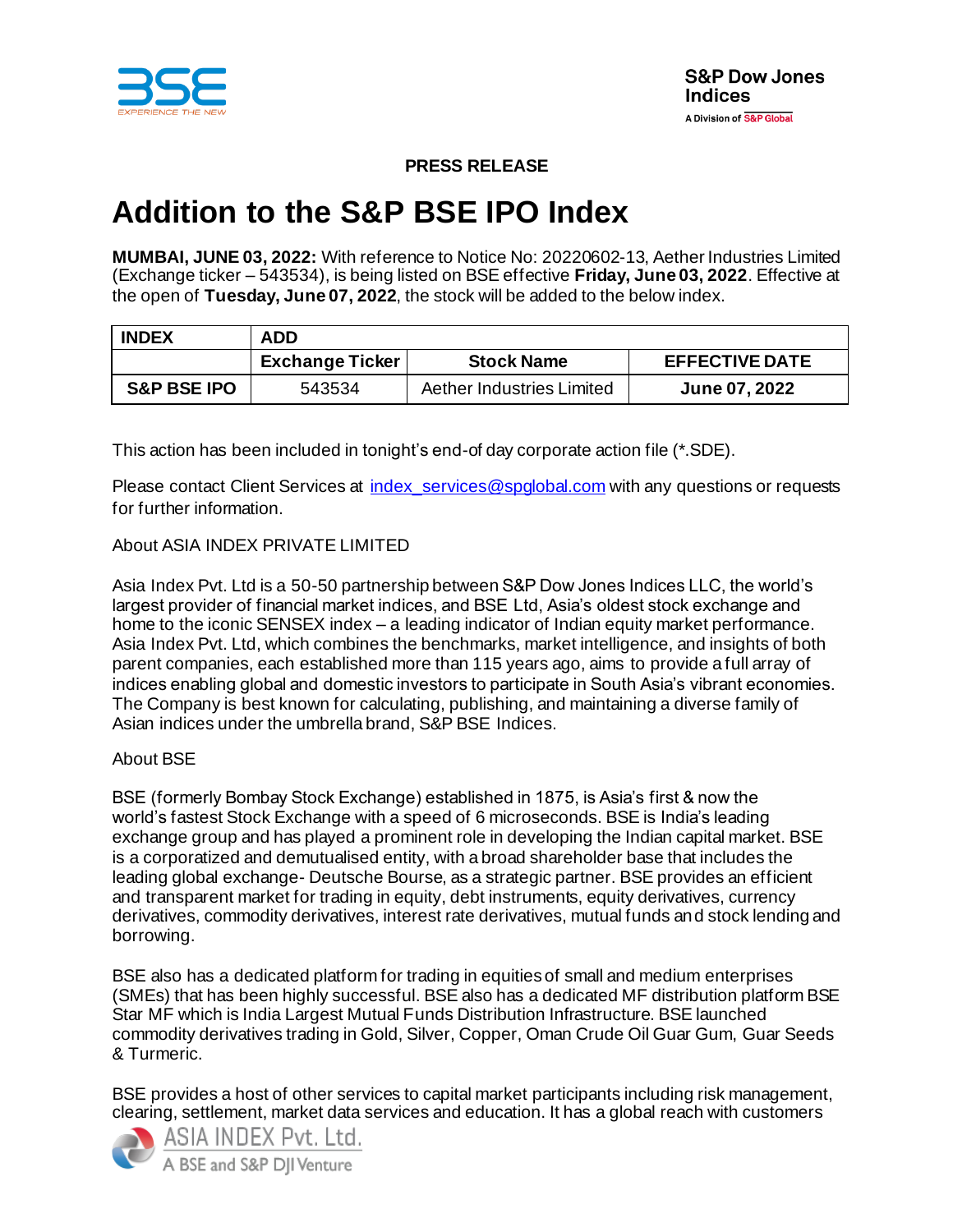**PRESS RELEASE**

# Addition to the S&P BSE IPO Index

**MUMBAI, JUNE 03, 2022:** With reference to Notice No: 20220602-13, Aether Industries Limited (Exchange ticker – 543534), is being listed on BSE effective **Friday, June 03, 2022**. Effective at the open of **Tuesday, June 07, 2022**, the stock will be added to the below index.

| INDEX | ADD | | |
|---|---|---|---|
| | **Exchange Ticker** | **Stock Name** | **EFFECTIVE DATE** |
| **S&P BSE IPO** | 543534 | Aether Industries Limited | **June 07, 2022** |

This action has been included in tonight's end-of day corporate action file (*.SDE).

Please contact Client Services at index_services@spglobal.com with any questions or requests for further information.

About ASIA INDEX PRIVATE LIMITED

Asia Index Pvt. Ltd is a 50-50 partnership between S&P Dow Jones Indices LLC, the world's largest provider of financial market indices, and BSE Ltd, Asia's oldest stock exchange and home to the iconic SENSEX index – a leading indicator of Indian equity market performance. Asia Index Pvt. Ltd, which combines the benchmarks, market intelligence, and insights of both parent companies, each established more than 115 years ago, aims to provide a full array of indices enabling global and domestic investors to participate in South Asia's vibrant economies. The Company is best known for calculating, publishing, and maintaining a diverse family of Asian indices under the umbrella brand, S&P BSE Indices.

About BSE

BSE (formerly Bombay Stock Exchange) established in 1875, is Asia's first & now the world's fastest Stock Exchange with a speed of 6 microseconds. BSE is India's leading exchange group and has played a prominent role in developing the Indian capital market. BSE is a corporatized and demutualised entity, with a broad shareholder base that includes the leading global exchange- Deutsche Bourse, as a strategic partner. BSE provides an efficient and transparent market for trading in equity, debt instruments, equity derivatives, currency derivatives, commodity derivatives, interest rate derivatives, mutual funds and stock lending and borrowing.

BSE also has a dedicated platform for trading in equities of small and medium enterprises (SMEs) that has been highly successful. BSE also has a dedicated MF distribution platform BSE Star MF which is India Largest Mutual Funds Distribution Infrastructure. BSE launched commodity derivatives trading in Gold, Silver, Copper, Oman Crude Oil Guar Gum, Guar Seeds & Turmeric.

BSE provides a host of other services to capital market participants including risk management, clearing, settlement, market data services and education. It has a global reach with customers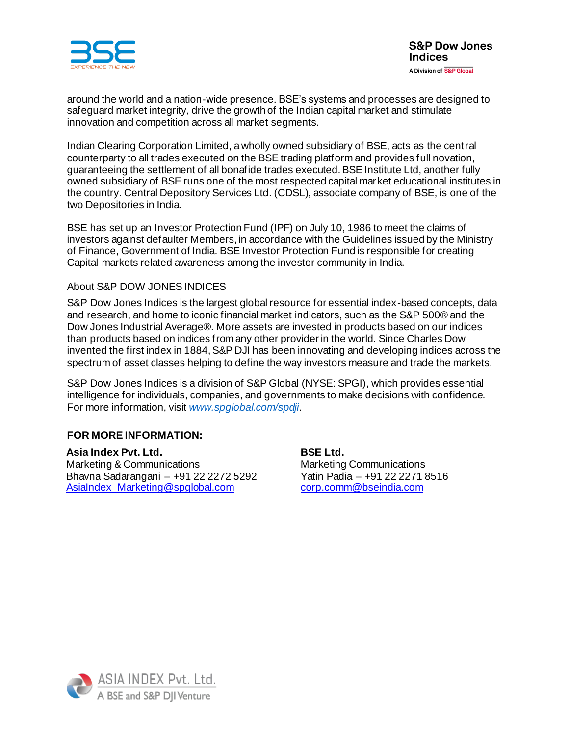around the world and a nation-wide presence. BSE's systems and processes are designed to safeguard market integrity, drive the growth of the Indian capital market and stimulate innovation and competition across all market segments.

Indian Clearing Corporation Limited, a wholly owned subsidiary of BSE, acts as the central counterparty to all trades executed on the BSE trading platform and provides full novation, guaranteeing the settlement of all bonafide trades executed. BSE Institute Ltd, another fully owned subsidiary of BSE runs one of the most respected capital market educational institutes in the country. Central Depository Services Ltd. (CDSL), associate company of BSE, is one of the two Depositories in India.

BSE has set up an Investor Protection Fund (IPF) on July 10, 1986 to meet the claims of investors against defaulter Members, in accordance with the Guidelines issued by the Ministry of Finance, Government of India. BSE Investor Protection Fund is responsible for creating Capital markets related awareness among the investor community in India.

About S&P DOW JONES INDICES

S&P Dow Jones Indices is the largest global resource for essential index-based concepts, data and research, and home to iconic financial market indicators, such as the S&P 500® and the Dow Jones Industrial Average®. More assets are invested in products based on our indices than products based on indices from any other provider in the world. Since Charles Dow invented the first index in 1884, S&P DJI has been innovating and developing indices across the spectrum of asset classes helping to define the way investors measure and trade the markets.

S&P Dow Jones Indices is a division of S&P Global (NYSE: SPGI), which provides essential intelligence for individuals, companies, and governments to make decisions with confidence. For more information, visit *www.spglobal.com/spdji*.

**FOR MORE INFORMATION:**

**Asia Index Pvt. Ltd.**
Marketing & Communications
Bhavna Sadarangani – +91 22 2272 5292
AsiaIndex_Marketing@spglobal.com

**BSE Ltd.**
Marketing Communications
Yatin Padia – +91 22 2271 8516
corp.comm@bseindia.com